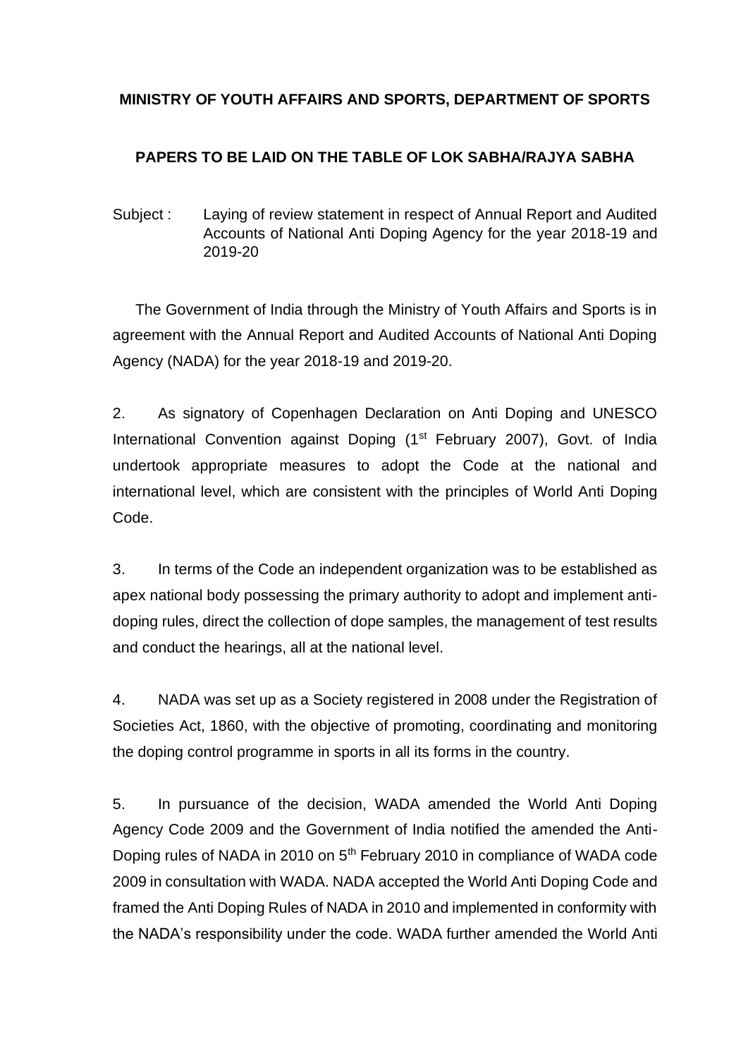**MINISTRY OF YOUTH AFFAIRS AND SPORTS, DEPARTMENT OF SPORTS**

**PAPERS TO BE LAID ON THE TABLE OF LOK SABHA/RAJYA SABHA**

Subject : Laying of review statement in respect of Annual Report and Audited Accounts of National Anti Doping Agency for the year 2018-19 and 2019-20

The Government of India through the Ministry of Youth Affairs and Sports is in agreement with the Annual Report and Audited Accounts of National Anti Doping Agency (NADA) for the year 2018-19 and 2019-20.

2. As signatory of Copenhagen Declaration on Anti Doping and UNESCO International Convention against Doping (1st February 2007), Govt. of India undertook appropriate measures to adopt the Code at the national and international level, which are consistent with the principles of World Anti Doping Code.

3. In terms of the Code an independent organization was to be established as apex national body possessing the primary authority to adopt and implement anti-doping rules, direct the collection of dope samples, the management of test results and conduct the hearings, all at the national level.

4. NADA was set up as a Society registered in 2008 under the Registration of Societies Act, 1860, with the objective of promoting, coordinating and monitoring the doping control programme in sports in all its forms in the country.

5. In pursuance of the decision, WADA amended the World Anti Doping Agency Code 2009 and the Government of India notified the amended the Anti-Doping rules of NADA in 2010 on 5th February 2010 in compliance of WADA code 2009 in consultation with WADA. NADA accepted the World Anti Doping Code and framed the Anti Doping Rules of NADA in 2010 and implemented in conformity with the NADA's responsibility under the code. WADA further amended the World Anti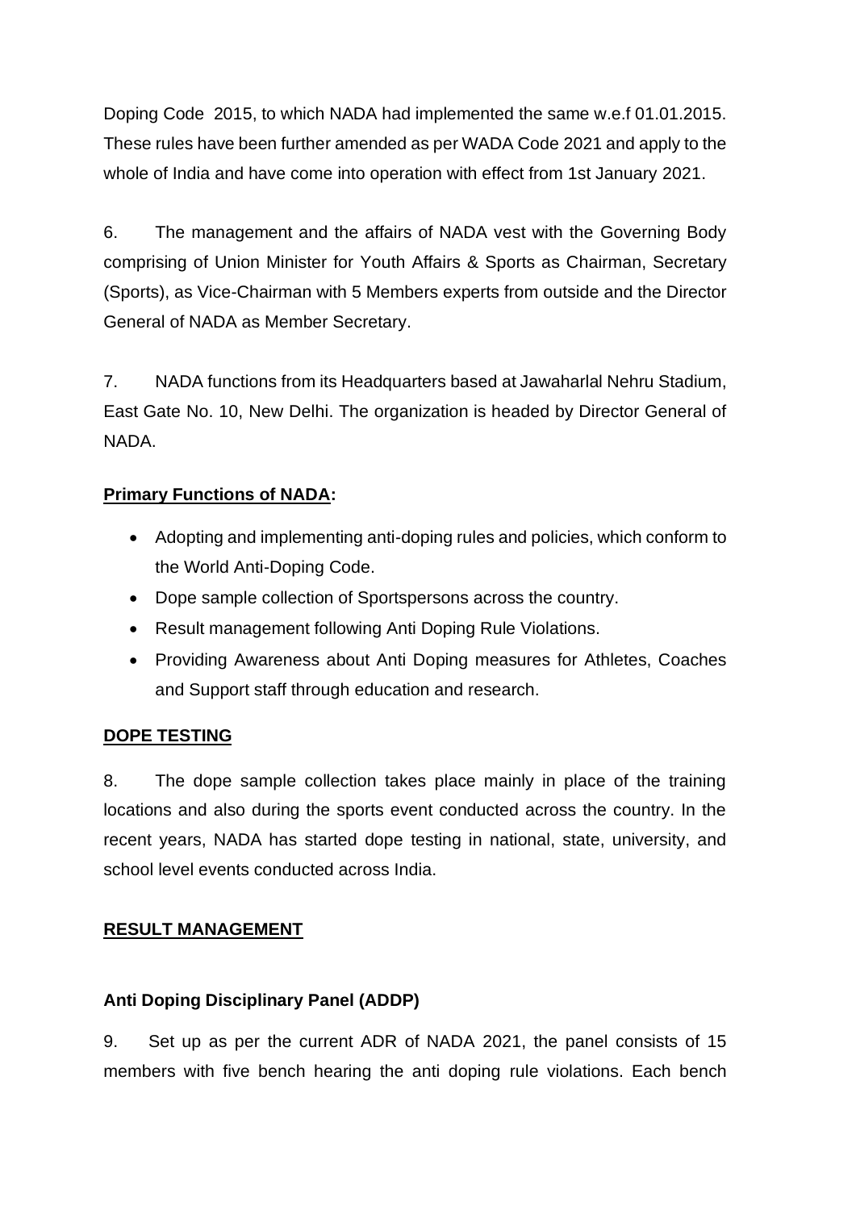Doping Code 2015, to which NADA had implemented the same w.e.f 01.01.2015. These rules have been further amended as per WADA Code 2021 and apply to the whole of India and have come into operation with effect from 1st January 2021.

6. The management and the affairs of NADA vest with the Governing Body comprising of Union Minister for Youth Affairs & Sports as Chairman, Secretary (Sports), as Vice-Chairman with 5 Members experts from outside and the Director General of NADA as Member Secretary.

7. NADA functions from its Headquarters based at Jawaharlal Nehru Stadium, East Gate No. 10, New Delhi. The organization is headed by Director General of NADA.

**Primary Functions of NADA:**

- Adopting and implementing anti-doping rules and policies, which conform to the World Anti-Doping Code.
- Dope sample collection of Sportspersons across the country.
- Result management following Anti Doping Rule Violations.
- Providing Awareness about Anti Doping measures for Athletes, Coaches and Support staff through education and research.

**DOPE TESTING**

8. The dope sample collection takes place mainly in place of the training locations and also during the sports event conducted across the country. In the recent years, NADA has started dope testing in national, state, university, and school level events conducted across India.

**RESULT MANAGEMENT**

**Anti Doping Disciplinary Panel (ADDP)**

9. Set up as per the current ADR of NADA 2021, the panel consists of 15 members with five bench hearing the anti doping rule violations. Each bench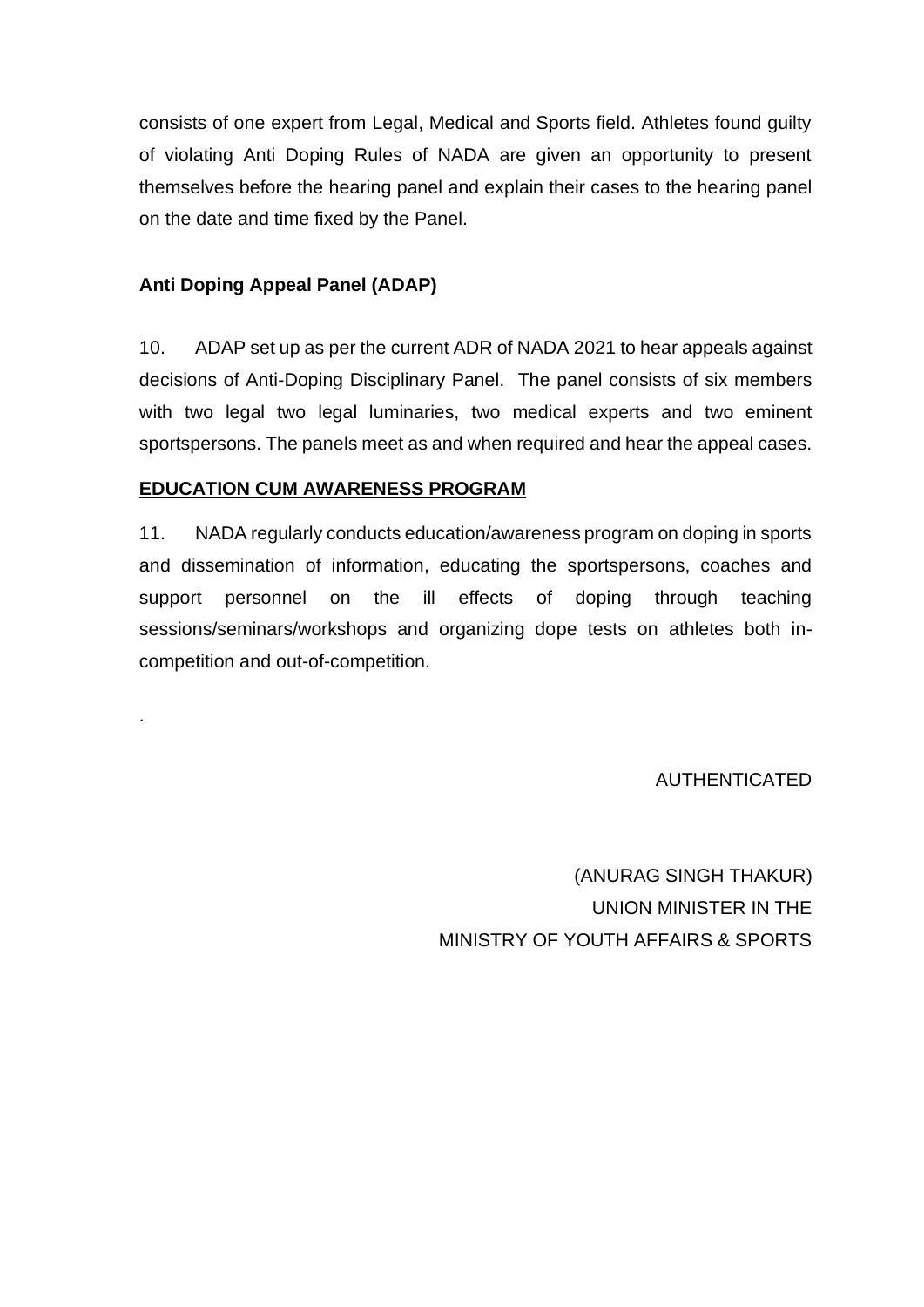consists of one expert from Legal, Medical and Sports field. Athletes found guilty of violating Anti Doping Rules of NADA are given an opportunity to present themselves before the hearing panel and explain their cases to the hearing panel on the date and time fixed by the Panel.

**Anti Doping Appeal Panel (ADAP)**

10. ADAP set up as per the current ADR of NADA 2021 to hear appeals against decisions of Anti-Doping Disciplinary Panel. The panel consists of six members with two legal two legal luminaries, two medical experts and two eminent sportspersons. The panels meet as and when required and hear the appeal cases.

**EDUCATION CUM AWARENESS PROGRAM**

11. NADA regularly conducts education/awareness program on doping in sports and dissemination of information, educating the sportspersons, coaches and support personnel on the ill effects of doping through teaching sessions/seminars/workshops and organizing dope tests on athletes both in-competition and out-of-competition.

.

AUTHENTICATED

(ANURAG SINGH THAKUR)
UNION MINISTER IN THE
MINISTRY OF YOUTH AFFAIRS & SPORTS